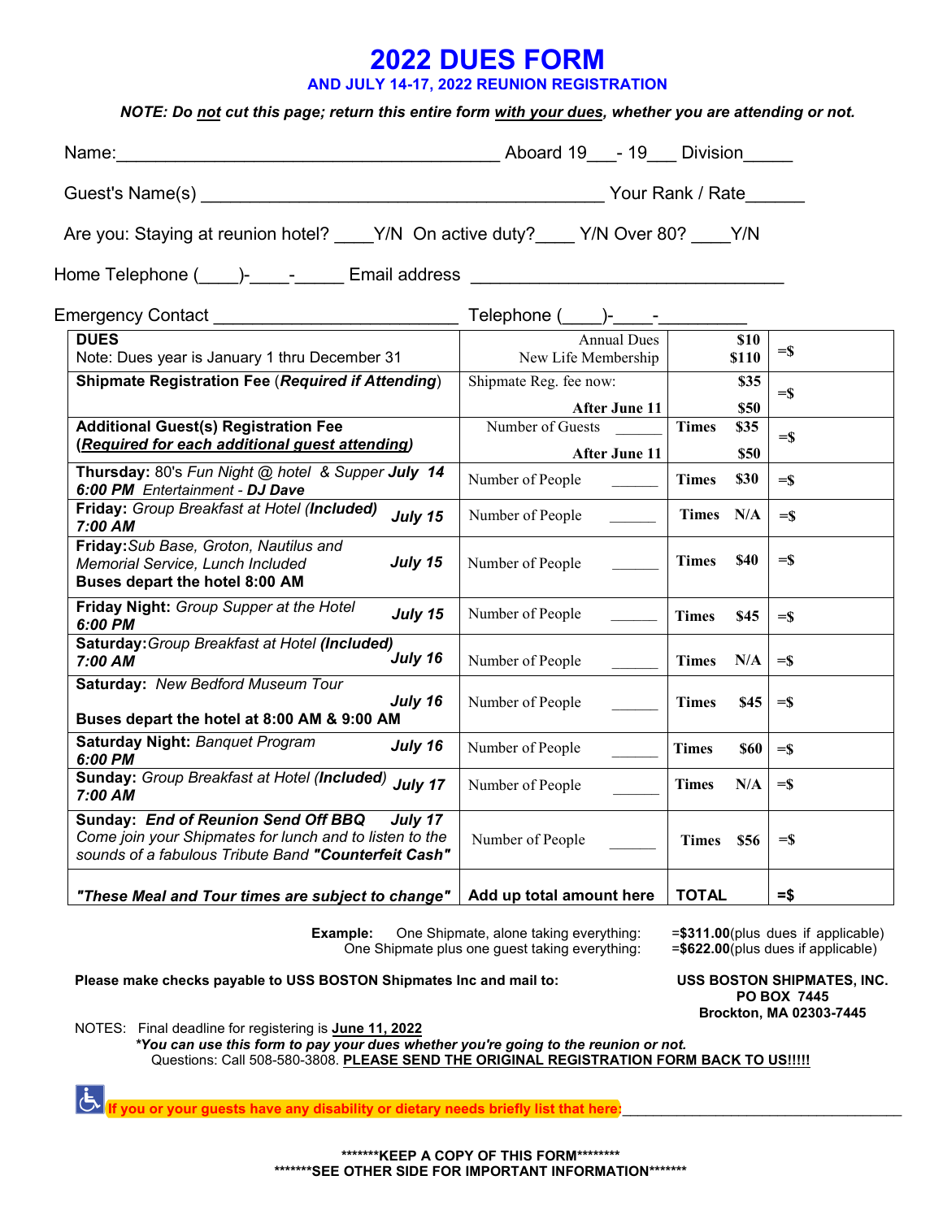# 2022 DUES FORM

### AND JULY 14-17, 2022 REUNION REGISTRATION

***NOTE: Do not cut this page; return this entire form with your dues, whether you are attending or not.***

Name:_______________________________________ Aboard 19___- 19___ Division_____

Guest's Name(s) ________________________________________ Your Rank / Rate______

Are you: Staying at reunion hotel? ____Y/N On active duty?____ Y/N Over 80? ____Y/N

Home Telephone (____)-____-_____ Email address ______________________________

Emergency Contact ________________________ Telephone (____)-____-_________

| | | | |
|---|---|---|---|
| **DUES**<br>Note: Dues year is January 1 thru December 31 | Annual Dues<br>New Life Membership | **$10**<br>**$110** | =$ |
| **Shipmate Registration Fee** (***Required if Attending***) | Shipmate Reg. fee now:<br>**After June 11** | **$35**<br>**$50** | =$ |
| **Additional Guest(s) Registration Fee**<br>(***Required for each additional guest attending***) | Number of Guests ______<br>**After June 11** | **Times $35**<br>**$50** | =$ |
| **Thursday:** 80's *Fun Night @ hotel & Supper* ***July 14***<br>***6:00 PM*** *Entertainment* - ***DJ Dave*** | Number of People ______ | **Times $30** | =$ |
| **Friday:** *Group Breakfast at Hotel* ***(Included)*** ***July 15***<br>***7:00 AM*** | Number of People ______ | **Times N/A** | =$ |
| **Friday:** *Sub Base, Groton, Nautilus and Memorial Service, Lunch Included* ***July 15***<br>**Buses depart the hotel 8:00 AM** | Number of People ______ | **Times $40** | =$ |
| **Friday Night:** *Group Supper at the Hotel* ***July 15***<br>***6:00 PM*** | Number of People ______ | **Times $45** | =$ |
| **Saturday:** *Group Breakfast at Hotel* ***(Included)*** ***July 16***<br>***7:00 AM*** | Number of People ______ | **Times N/A** | =$ |
| **Saturday:** *New Bedford Museum Tour* ***July 16***<br>**Buses depart the hotel at 8:00 AM & 9:00 AM** | Number of People ______ | **Times $45** | =$ |
| **Saturday Night:** *Banquet Program* ***July 16***<br>***6:00 PM*** | Number of People ______ | **Times $60** | =$ |
| **Sunday:** *Group Breakfast at Hotel* ***(Included)*** ***July 17***<br>***7:00 AM*** | Number of People ______ | **Times N/A** | =$ |
| **Sunday:** ***End of Reunion Send Off BBQ*** ***July 17***<br>*Come join your Shipmates for lunch and to listen to the sounds of a fabulous Tribute Band* ***"Counterfeit Cash"*** | Number of People ______ | **Times $56** | =$ |
| ***"These Meal and Tour times are subject to change"*** | **Add up total amount here** | **TOTAL** | **=$** |

**Example:** One Shipmate, alone taking everything: =**$311.00**(plus dues if applicable)
One Shipmate plus one guest taking everything: =**$622.00**(plus dues if applicable)

**Please make checks payable to USS BOSTON Shipmates Inc and mail to:**

**USS BOSTON SHIPMATES, INC.**
**PO BOX 7445**
**Brockton, MA 02303-7445**

NOTES: Final deadline for registering is **June 11, 2022**
***You can use this form to pay your dues whether you're going to the reunion or not.***
Questions: Call 508-580-3808. **PLEASE SEND THE ORIGINAL REGISTRATION FORM BACK TO US!!!!!**

**If you or your guests have any disability or dietary needs briefly list that here:**___________________________________

**\*\*\*\*\*\*\*KEEP A COPY OF THIS FORM\*\*\*\*\*\*\*\***
**\*\*\*\*\*\*\*SEE OTHER SIDE FOR IMPORTANT INFORMATION\*\*\*\*\*\*\***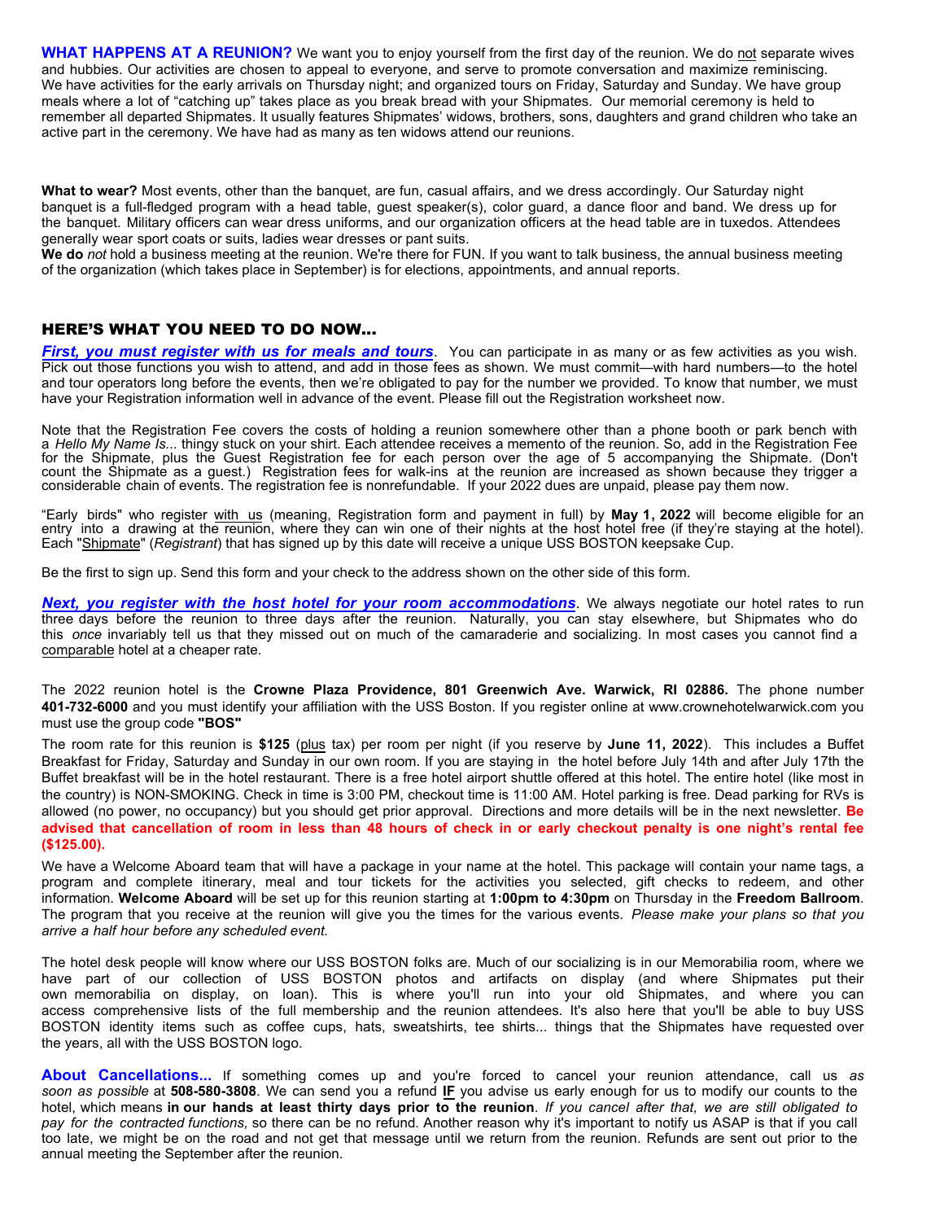**WHAT HAPPENS AT A REUNION?** We want you to enjoy yourself from the first day of the reunion. We do not separate wives and hubbies. Our activities are chosen to appeal to everyone, and serve to promote conversation and maximize reminiscing. We have activities for the early arrivals on Thursday night; and organized tours on Friday, Saturday and Sunday. We have group meals where a lot of "catching up" takes place as you break bread with your Shipmates. Our memorial ceremony is held to remember all departed Shipmates. It usually features Shipmates' widows, brothers, sons, daughters and grand children who take an active part in the ceremony. We have had as many as ten widows attend our reunions.

**What to wear?** Most events, other than the banquet, are fun, casual affairs, and we dress accordingly. Our Saturday night banquet is a full-fledged program with a head table, guest speaker(s), color guard, a dance floor and band. We dress up for the banquet. Military officers can wear dress uniforms, and our organization officers at the head table are in tuxedos. Attendees generally wear sport coats or suits, ladies wear dresses or pant suits.

**We do** *not* hold a business meeting at the reunion. We're there for FUN. If you want to talk business, the annual business meeting of the organization (which takes place in September) is for elections, appointments, and annual reports.

## HERE'S WHAT YOU NEED TO DO NOW...

***First, you must register with us for meals and tours***. You can participate in as many or as few activities as you wish. Pick out those functions you wish to attend, and add in those fees as shown. We must commit—with hard numbers—to the hotel and tour operators long before the events, then we're obligated to pay for the number we provided. To know that number, we must have your Registration information well in advance of the event. Please fill out the Registration worksheet now.

Note that the Registration Fee covers the costs of holding a reunion somewhere other than a phone booth or park bench with a *Hello My Name Is...* thingy stuck on your shirt. Each attendee receives a memento of the reunion. So, add in the Registration Fee for the Shipmate, plus the Guest Registration fee for each person over the age of 5 accompanying the Shipmate. (Don't count the Shipmate as a guest.) Registration fees for walk-ins at the reunion are increased as shown because they trigger a considerable chain of events. The registration fee is nonrefundable. If your 2022 dues are unpaid, please pay them now.

"Early birds" who register with us (meaning, Registration form and payment in full) by **May 1, 2022** will become eligible for an entry into a drawing at the reunion, where they can win one of their nights at the host hotel free (if they're staying at the hotel). Each "Shipmate" (*Registrant*) that has signed up by this date will receive a unique USS BOSTON keepsake Cup.

Be the first to sign up. Send this form and your check to the address shown on the other side of this form.

***Next, you register with the host hotel for your room accommodations***. We always negotiate our hotel rates to run three days before the reunion to three days after the reunion. Naturally, you can stay elsewhere, but Shipmates who do this *once* invariably tell us that they missed out on much of the camaraderie and socializing. In most cases you cannot find a comparable hotel at a cheaper rate.

The 2022 reunion hotel is the **Crowne Plaza Providence, 801 Greenwich Ave. Warwick, RI 02886.** The phone number **401-732-6000** and you must identify your affiliation with the USS Boston. If you register online at www.crownehotelwarwick.com you must use the group code **"BOS"**

The room rate for this reunion is **$125** (plus tax) per room per night (if you reserve by **June 11, 2022**). This includes a Buffet Breakfast for Friday, Saturday and Sunday in our own room. If you are staying in the hotel before July 14th and after July 17th the Buffet breakfast will be in the hotel restaurant. There is a free hotel airport shuttle offered at this hotel. The entire hotel (like most in the country) is NON-SMOKING. Check in time is 3:00 PM, checkout time is 11:00 AM. Hotel parking is free. Dead parking for RVs is allowed (no power, no occupancy) but you should get prior approval. Directions and more details will be in the next newsletter. **Be advised that cancellation of room in less than 48 hours of check in or early checkout penalty is one night's rental fee ($125.00).**

We have a Welcome Aboard team that will have a package in your name at the hotel. This package will contain your name tags, a program and complete itinerary, meal and tour tickets for the activities you selected, gift checks to redeem, and other information. **Welcome Aboard** will be set up for this reunion starting at **1:00pm to 4:30pm** on Thursday in the **Freedom Ballroom**. The program that you receive at the reunion will give you the times for the various events. *Please make your plans so that you arrive a half hour before any scheduled event.*

The hotel desk people will know where our USS BOSTON folks are. Much of our socializing is in our Memorabilia room, where we have part of our collection of USS BOSTON photos and artifacts on display (and where Shipmates put their own memorabilia on display, on loan). This is where you'll run into your old Shipmates, and where you can access comprehensive lists of the full membership and the reunion attendees. It's also here that you'll be able to buy USS BOSTON identity items such as coffee cups, hats, sweatshirts, tee shirts... things that the Shipmates have requested over the years, all with the USS BOSTON logo.

**About Cancellations...** If something comes up and you're forced to cancel your reunion attendance, call us *as soon as possible* at **508-580-3808**. We can send you a refund **IF** you advise us early enough for us to modify our counts to the hotel, which means **in our hands at least thirty days prior to the reunion**. *If you cancel after that, we are still obligated to pay for the contracted functions,* so there can be no refund. Another reason why it's important to notify us ASAP is that if you call too late, we might be on the road and not get that message until we return from the reunion. Refunds are sent out prior to the annual meeting the September after the reunion.